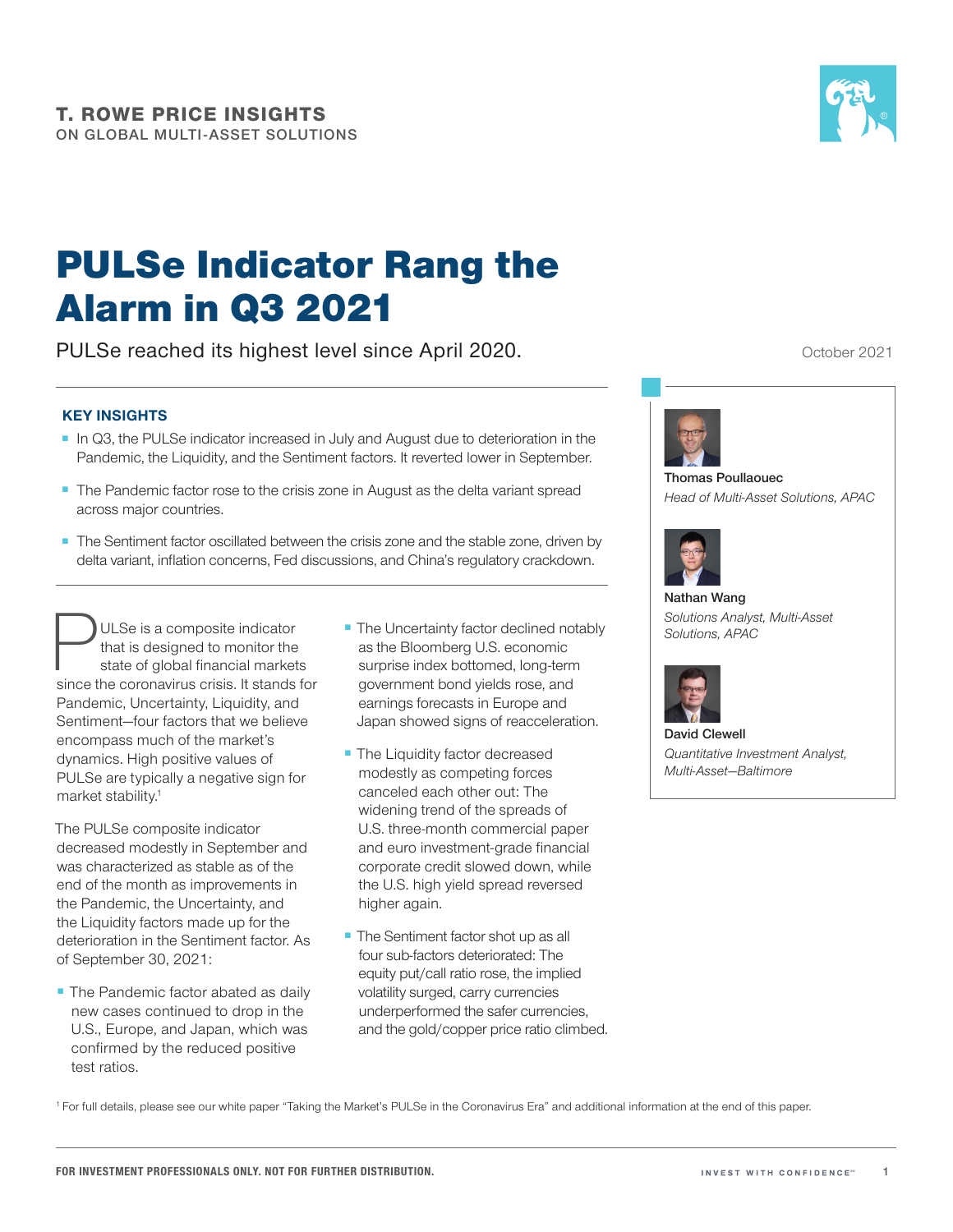**T. ROWE PRICE INSIGHTS**
ON GLOBAL MULTI-ASSET SOLUTIONS

# PULSe Indicator Rang the Alarm in Q3 2021

PULSe reached its highest level since April 2020.

October 2021

**Thomas Poullaouec**
*Head of Multi-Asset Solutions, APAC*

**Nathan Wang**
*Solutions Analyst, Multi-Asset Solutions, APAC*

**David Clewell**
*Quantitative Investment Analyst, Multi-Asset—Baltimore*

### KEY INSIGHTS

- In Q3, the PULSe indicator increased in July and August due to deterioration in the Pandemic, the Liquidity, and the Sentiment factors. It reverted lower in September.
- The Pandemic factor rose to the crisis zone in August as the delta variant spread across major countries.
- The Sentiment factor oscillated between the crisis zone and the stable zone, driven by delta variant, inflation concerns, Fed discussions, and China's regulatory crackdown.

PULSe is a composite indicator that is designed to monitor the state of global financial markets since the coronavirus crisis. It stands for Pandemic, Uncertainty, Liquidity, and Sentiment—four factors that we believe encompass much of the market's dynamics. High positive values of PULSe are typically a negative sign for market stability.[1]

The PULSe composite indicator decreased modestly in September and was characterized as stable as of the end of the month as improvements in the Pandemic, the Uncertainty, and the Liquidity factors made up for the deterioration in the Sentiment factor. As of September 30, 2021:

- The Pandemic factor abated as daily new cases continued to drop in the U.S., Europe, and Japan, which was confirmed by the reduced positive test ratios.
- The Uncertainty factor declined notably as the Bloomberg U.S. economic surprise index bottomed, long-term government bond yields rose, and earnings forecasts in Europe and Japan showed signs of reacceleration.
- The Liquidity factor decreased modestly as competing forces canceled each other out: The widening trend of the spreads of U.S. three-month commercial paper and euro investment-grade financial corporate credit slowed down, while the U.S. high yield spread reversed higher again.
- The Sentiment factor shot up as all four sub-factors deteriorated: The equity put/call ratio rose, the implied volatility surged, carry currencies underperformed the safer currencies, and the gold/copper price ratio climbed.

[1] For full details, please see our white paper "Taking the Market's PULSe in the Coronavirus Era" and additional information at the end of this paper.

FOR INVESTMENT PROFESSIONALS ONLY. NOT FOR FURTHER DISTRIBUTION.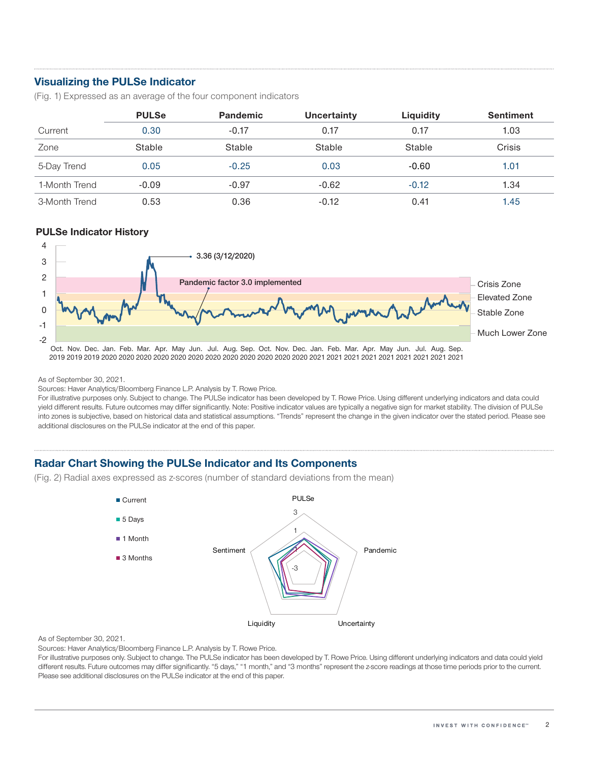## Visualizing the PULSe Indicator

(Fig. 1) Expressed as an average of the four component indicators

| | PULSe | Pandemic | Uncertainty | Liquidity | Sentiment |
|---|---|---|---|---|---|
| Current | 0.30 | -0.17 | 0.17 | 0.17 | 1.03 |
| Zone | Stable | Stable | Stable | Stable | Crisis |
| 5-Day Trend | 0.05 | -0.25 | 0.03 | -0.60 | 1.01 |
| 1-Month Trend | -0.09 | -0.97 | -0.62 | -0.12 | 1.34 |
| 3-Month Trend | 0.53 | 0.36 | -0.12 | 0.41 | 1.45 |

### PULSe Indicator History

As of September 30, 2021.

Sources: Haver Analytics/Bloomberg Finance L.P. Analysis by T. Rowe Price.

For illustrative purposes only. Subject to change. The PULSe indicator has been developed by T. Rowe Price. Using different underlying indicators and data could yield different results. Future outcomes may differ significantly. Note: Positive indicator values are typically a negative sign for market stability. The division of PULSe into zones is subjective, based on historical data and statistical assumptions. “Trends” represent the change in the given indicator over the stated period. Please see additional disclosures on the PULSe indicator at the end of this paper.

## Radar Chart Showing the PULSe Indicator and Its Components

(Fig. 2) Radial axes expressed as z-scores (number of standard deviations from the mean)

As of September 30, 2021.

Sources: Haver Analytics/Bloomberg Finance L.P. Analysis by T. Rowe Price.

For illustrative purposes only. Subject to change. The PULSe indicator has been developed by T. Rowe Price. Using different underlying indicators and data could yield different results. Future outcomes may differ significantly. “5 days,” “1 month,” and “3 months” represent the z-score readings at those time periods prior to the current. Please see additional disclosures on the PULSe indicator at the end of this paper.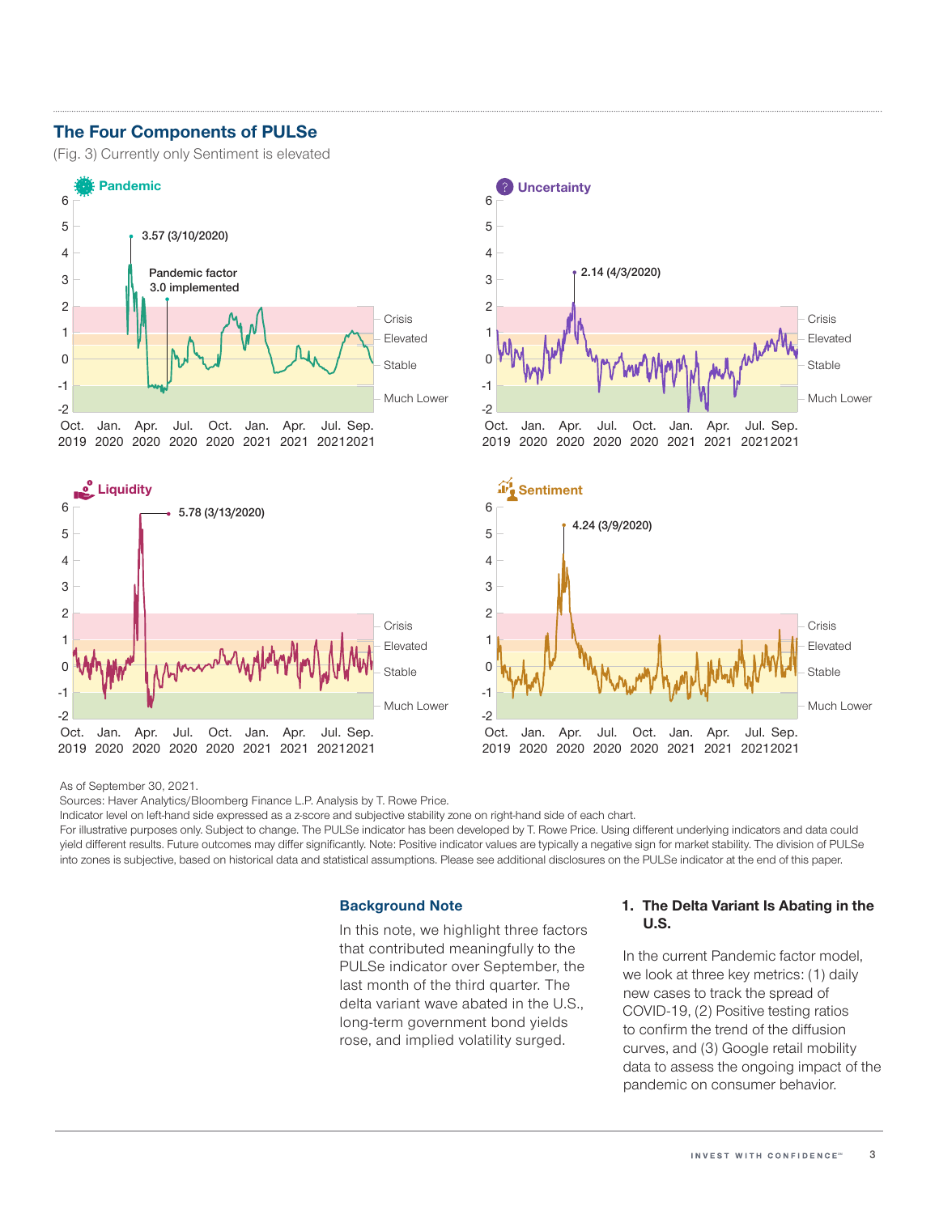## The Four Components of PULSe

(Fig. 3) Currently only Sentiment is elevated

As of September 30, 2021.

Sources: Haver Analytics/Bloomberg Finance L.P. Analysis by T. Rowe Price.

Indicator level on left-hand side expressed as a z-score and subjective stability zone on right-hand side of each chart.

For illustrative purposes only. Subject to change. The PULSe indicator has been developed by T. Rowe Price. Using different underlying indicators and data could yield different results. Future outcomes may differ significantly. Note: Positive indicator values are typically a negative sign for market stability. The division of PULSe into zones is subjective, based on historical data and statistical assumptions. Please see additional disclosures on the PULSe indicator at the end of this paper.

### Background Note

In this note, we highlight three factors that contributed meaningfully to the PULSe indicator over September, the last month of the third quarter. The delta variant wave abated in the U.S., long-term government bond yields rose, and implied volatility surged.

### 1. The Delta Variant Is Abating in the U.S.

In the current Pandemic factor model, we look at three key metrics: (1) daily new cases to track the spread of COVID-19, (2) Positive testing ratios to confirm the trend of the diffusion curves, and (3) Google retail mobility data to assess the ongoing impact of the pandemic on consumer behavior.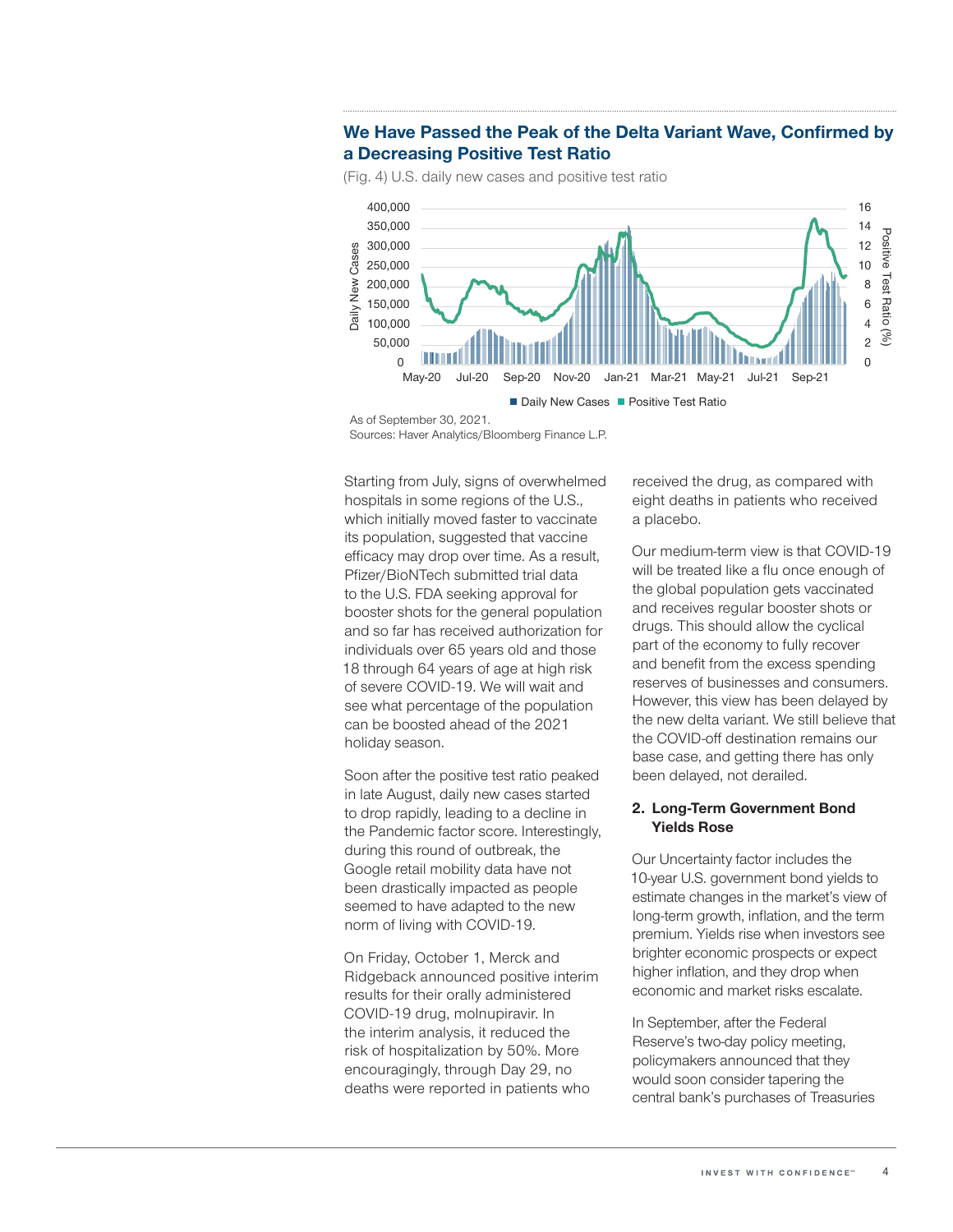### We Have Passed the Peak of the Delta Variant Wave, Confirmed by a Decreasing Positive Test Ratio

(Fig. 4) U.S. daily new cases and positive test ratio

As of September 30, 2021.
Sources: Haver Analytics/Bloomberg Finance L.P.

Starting from July, signs of overwhelmed hospitals in some regions of the U.S., which initially moved faster to vaccinate its population, suggested that vaccine efficacy may drop over time. As a result, Pfizer/BioNTech submitted trial data to the U.S. FDA seeking approval for booster shots for the general population and so far has received authorization for individuals over 65 years old and those 18 through 64 years of age at high risk of severe COVID-19. We will wait and see what percentage of the population can be boosted ahead of the 2021 holiday season.

Soon after the positive test ratio peaked in late August, daily new cases started to drop rapidly, leading to a decline in the Pandemic factor score. Interestingly, during this round of outbreak, the Google retail mobility data have not been drastically impacted as people seemed to have adapted to the new norm of living with COVID-19.

On Friday, October 1, Merck and Ridgeback announced positive interim results for their orally administered COVID-19 drug, molnupiravir. In the interim analysis, it reduced the risk of hospitalization by 50%. More encouragingly, through Day 29, no deaths were reported in patients who received the drug, as compared with eight deaths in patients who received a placebo.

Our medium-term view is that COVID-19 will be treated like a flu once enough of the global population gets vaccinated and receives regular booster shots or drugs. This should allow the cyclical part of the economy to fully recover and benefit from the excess spending reserves of businesses and consumers. However, this view has been delayed by the new delta variant. We still believe that the COVID-off destination remains our base case, and getting there has only been delayed, not derailed.

**2. Long-Term Government Bond Yields Rose**

Our Uncertainty factor includes the 10-year U.S. government bond yields to estimate changes in the market's view of long-term growth, inflation, and the term premium. Yields rise when investors see brighter economic prospects or expect higher inflation, and they drop when economic and market risks escalate.

In September, after the Federal Reserve's two-day policy meeting, policymakers announced that they would soon consider tapering the central bank's purchases of Treasuries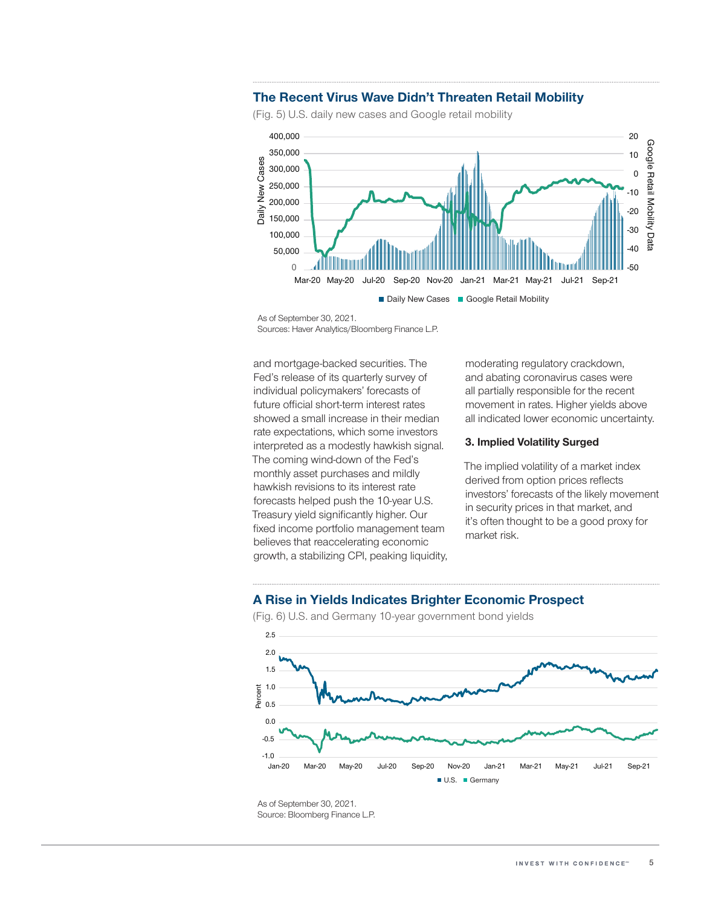## The Recent Virus Wave Didn't Threaten Retail Mobility

(Fig. 5) U.S. daily new cases and Google retail mobility

As of September 30, 2021.
Sources: Haver Analytics/Bloomberg Finance L.P.

and mortgage-backed securities. The Fed's release of its quarterly survey of individual policymakers' forecasts of future official short-term interest rates showed a small increase in their median rate expectations, which some investors interpreted as a modestly hawkish signal. The coming wind-down of the Fed's monthly asset purchases and mildly hawkish revisions to its interest rate forecasts helped push the 10-year U.S. Treasury yield significantly higher. Our fixed income portfolio management team believes that reaccelerating economic growth, a stabilizing CPI, peaking liquidity, moderating regulatory crackdown, and abating coronavirus cases were all partially responsible for the recent movement in rates. Higher yields above all indicated lower economic uncertainty.

### 3. Implied Volatility Surged

The implied volatility of a market index derived from option prices reflects investors' forecasts of the likely movement in security prices in that market, and it's often thought to be a good proxy for market risk.

## A Rise in Yields Indicates Brighter Economic Prospect

(Fig. 6) U.S. and Germany 10-year government bond yields

As of September 30, 2021.
Source: Bloomberg Finance L.P.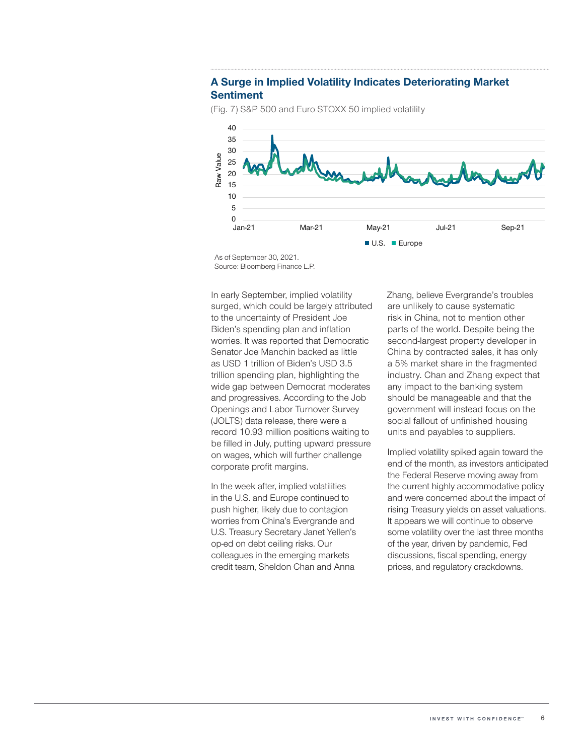## A Surge in Implied Volatility Indicates Deteriorating Market Sentiment

(Fig. 7) S&P 500 and Euro STOXX 50 implied volatility

As of September 30, 2021.
Source: Bloomberg Finance L.P.

In early September, implied volatility surged, which could be largely attributed to the uncertainty of President Joe Biden's spending plan and inflation worries. It was reported that Democratic Senator Joe Manchin backed as little as USD 1 trillion of Biden's USD 3.5 trillion spending plan, highlighting the wide gap between Democrat moderates and progressives. According to the Job Openings and Labor Turnover Survey (JOLTS) data release, there were a record 10.93 million positions waiting to be filled in July, putting upward pressure on wages, which will further challenge corporate profit margins.

In the week after, implied volatilities in the U.S. and Europe continued to push higher, likely due to contagion worries from China's Evergrande and U.S. Treasury Secretary Janet Yellen's op-ed on debt ceiling risks. Our colleagues in the emerging markets credit team, Sheldon Chan and Anna Zhang, believe Evergrande's troubles are unlikely to cause systematic risk in China, not to mention other parts of the world. Despite being the second-largest property developer in China by contracted sales, it has only a 5% market share in the fragmented industry. Chan and Zhang expect that any impact to the banking system should be manageable and that the government will instead focus on the social fallout of unfinished housing units and payables to suppliers.

Implied volatility spiked again toward the end of the month, as investors anticipated the Federal Reserve moving away from the current highly accommodative policy and were concerned about the impact of rising Treasury yields on asset valuations. It appears we will continue to observe some volatility over the last three months of the year, driven by pandemic, Fed discussions, fiscal spending, energy prices, and regulatory crackdowns.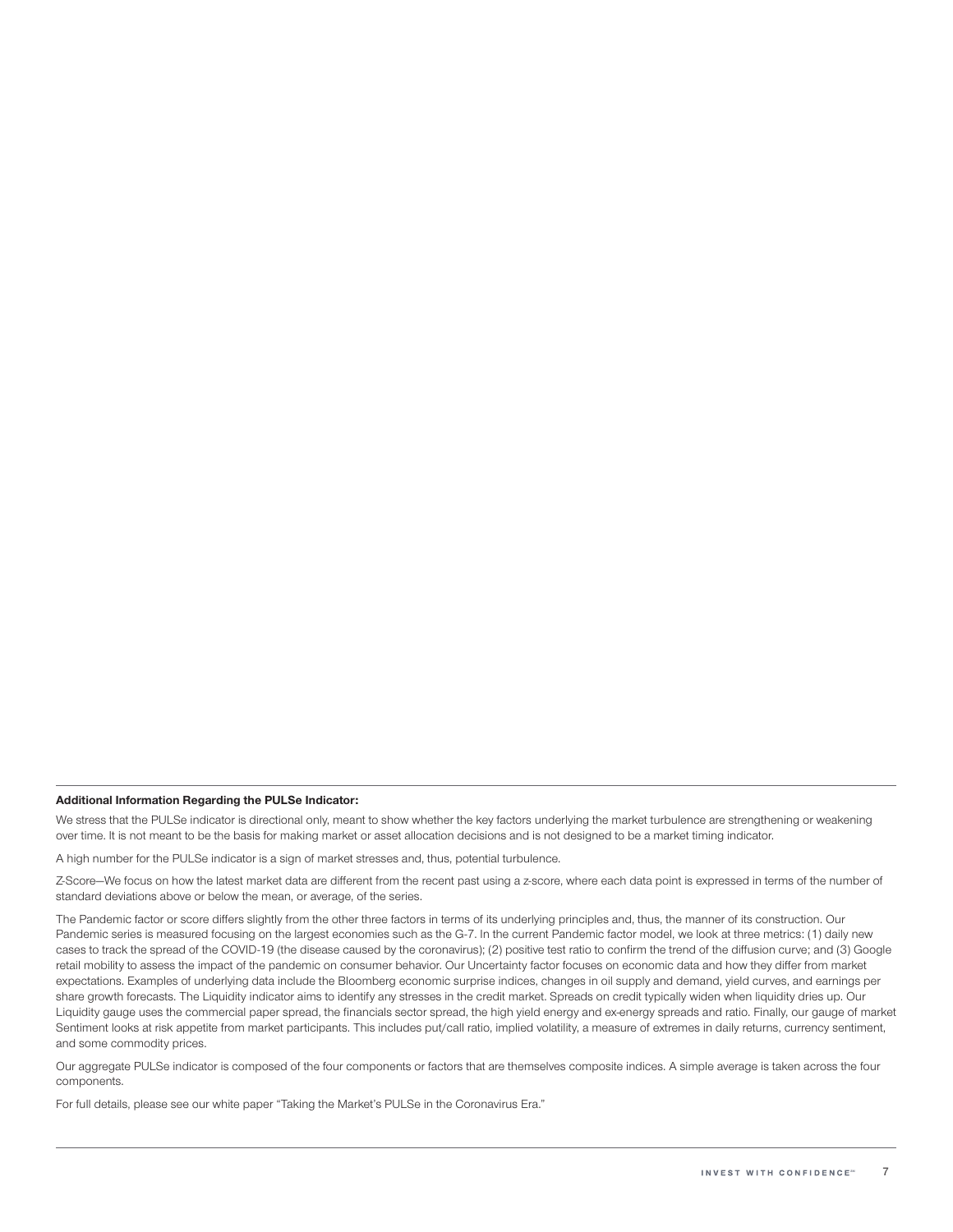**Additional Information Regarding the PULSe Indicator:**

We stress that the PULSe indicator is directional only, meant to show whether the key factors underlying the market turbulence are strengthening or weakening over time. It is not meant to be the basis for making market or asset allocation decisions and is not designed to be a market timing indicator.

A high number for the PULSe indicator is a sign of market stresses and, thus, potential turbulence.

Z-Score—We focus on how the latest market data are different from the recent past using a z-score, where each data point is expressed in terms of the number of standard deviations above or below the mean, or average, of the series.

The Pandemic factor or score differs slightly from the other three factors in terms of its underlying principles and, thus, the manner of its construction. Our Pandemic series is measured focusing on the largest economies such as the G-7. In the current Pandemic factor model, we look at three metrics: (1) daily new cases to track the spread of the COVID-19 (the disease caused by the coronavirus); (2) positive test ratio to confirm the trend of the diffusion curve; and (3) Google retail mobility to assess the impact of the pandemic on consumer behavior. Our Uncertainty factor focuses on economic data and how they differ from market expectations. Examples of underlying data include the Bloomberg economic surprise indices, changes in oil supply and demand, yield curves, and earnings per share growth forecasts. The Liquidity indicator aims to identify any stresses in the credit market. Spreads on credit typically widen when liquidity dries up. Our Liquidity gauge uses the commercial paper spread, the financials sector spread, the high yield energy and ex-energy spreads and ratio. Finally, our gauge of market Sentiment looks at risk appetite from market participants. This includes put/call ratio, implied volatility, a measure of extremes in daily returns, currency sentiment, and some commodity prices.

Our aggregate PULSe indicator is composed of the four components or factors that are themselves composite indices. A simple average is taken across the four components.

For full details, please see our white paper "Taking the Market's PULSe in the Coronavirus Era."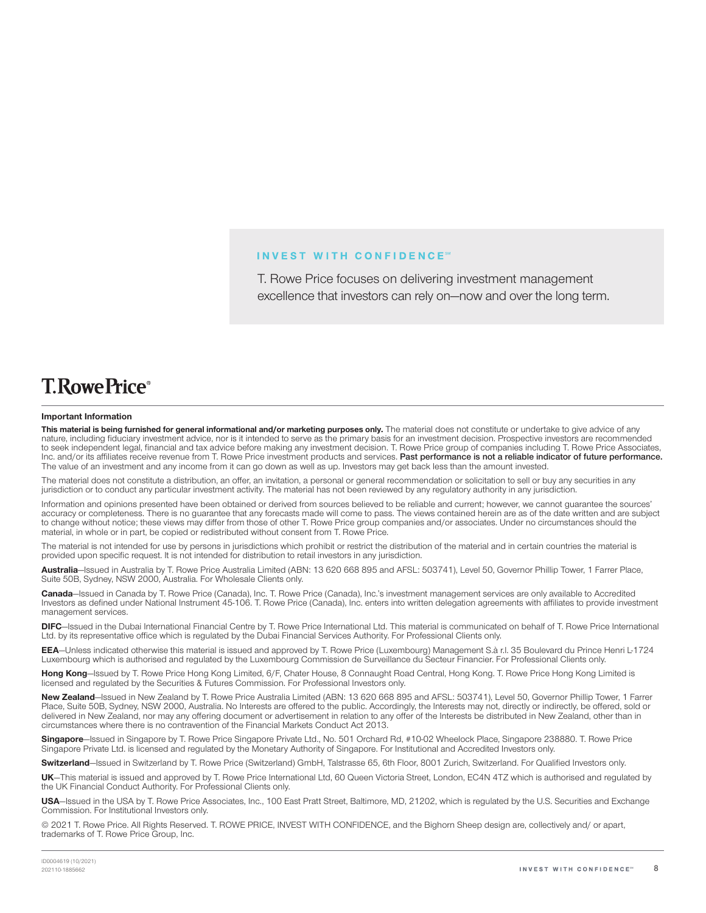**INVEST WITH CONFIDENCE℠**

T. Rowe Price focuses on delivering investment management excellence that investors can rely on—now and over the long term.

T.RowePrice®

**Important Information**

**This material is being furnished for general informational and/or marketing purposes only.** The material does not constitute or undertake to give advice of any nature, including fiduciary investment advice, nor is it intended to serve as the primary basis for an investment decision. Prospective investors are recommended to seek independent legal, financial and tax advice before making any investment decision. T. Rowe Price group of companies including T. Rowe Price Associates, Inc. and/or its affiliates receive revenue from T. Rowe Price investment products and services. **Past performance is not a reliable indicator of future performance.** The value of an investment and any income from it can go down as well as up. Investors may get back less than the amount invested.

The material does not constitute a distribution, an offer, an invitation, a personal or general recommendation or solicitation to sell or buy any securities in any jurisdiction or to conduct any particular investment activity. The material has not been reviewed by any regulatory authority in any jurisdiction.

Information and opinions presented have been obtained or derived from sources believed to be reliable and current; however, we cannot guarantee the sources' accuracy or completeness. There is no guarantee that any forecasts made will come to pass. The views contained herein are as of the date written and are subject to change without notice; these views may differ from those of other T. Rowe Price group companies and/or associates. Under no circumstances should the material, in whole or in part, be copied or redistributed without consent from T. Rowe Price.

The material is not intended for use by persons in jurisdictions which prohibit or restrict the distribution of the material and in certain countries the material is provided upon specific request. It is not intended for distribution to retail investors in any jurisdiction.

**Australia**—Issued in Australia by T. Rowe Price Australia Limited (ABN: 13 620 668 895 and AFSL: 503741), Level 50, Governor Phillip Tower, 1 Farrer Place, Suite 50B, Sydney, NSW 2000, Australia. For Wholesale Clients only.

**Canada**—Issued in Canada by T. Rowe Price (Canada), Inc. T. Rowe Price (Canada), Inc.'s investment management services are only available to Accredited Investors as defined under National Instrument 45-106. T. Rowe Price (Canada), Inc. enters into written delegation agreements with affiliates to provide investment management services.

**DIFC**—Issued in the Dubai International Financial Centre by T. Rowe Price International Ltd. This material is communicated on behalf of T. Rowe Price International Ltd. by its representative office which is regulated by the Dubai Financial Services Authority. For Professional Clients only.

**EEA**—Unless indicated otherwise this material is issued and approved by T. Rowe Price (Luxembourg) Management S.à r.l. 35 Boulevard du Prince Henri L-1724 Luxembourg which is authorised and regulated by the Luxembourg Commission de Surveillance du Secteur Financier. For Professional Clients only.

**Hong Kong**—Issued by T. Rowe Price Hong Kong Limited, 6/F, Chater House, 8 Connaught Road Central, Hong Kong. T. Rowe Price Hong Kong Limited is licensed and regulated by the Securities & Futures Commission. For Professional Investors only.

**New Zealand**—Issued in New Zealand by T. Rowe Price Australia Limited (ABN: 13 620 668 895 and AFSL: 503741), Level 50, Governor Phillip Tower, 1 Farrer Place, Suite 50B, Sydney, NSW 2000, Australia. No Interests are offered to the public. Accordingly, the Interests may not, directly or indirectly, be offered, sold or delivered in New Zealand, nor may any offering document or advertisement in relation to any offer of the Interests be distributed in New Zealand, other than in circumstances where there is no contravention of the Financial Markets Conduct Act 2013.

**Singapore**—Issued in Singapore by T. Rowe Price Singapore Private Ltd., No. 501 Orchard Rd, #10-02 Wheelock Place, Singapore 238880. T. Rowe Price Singapore Private Ltd. is licensed and regulated by the Monetary Authority of Singapore. For Institutional and Accredited Investors only.

**Switzerland**—Issued in Switzerland by T. Rowe Price (Switzerland) GmbH, Talstrasse 65, 6th Floor, 8001 Zurich, Switzerland. For Qualified Investors only.

**UK**—This material is issued and approved by T. Rowe Price International Ltd, 60 Queen Victoria Street, London, EC4N 4TZ which is authorised and regulated by the UK Financial Conduct Authority. For Professional Clients only.

**USA**—Issued in the USA by T. Rowe Price Associates, Inc., 100 East Pratt Street, Baltimore, MD, 21202, which is regulated by the U.S. Securities and Exchange Commission. For Institutional Investors only.

© 2021 T. Rowe Price. All Rights Reserved. T. ROWE PRICE, INVEST WITH CONFIDENCE, and the Bighorn Sheep design are, collectively and/ or apart, trademarks of T. Rowe Price Group, Inc.

ID0004619 (10/2021)
202110-1885662